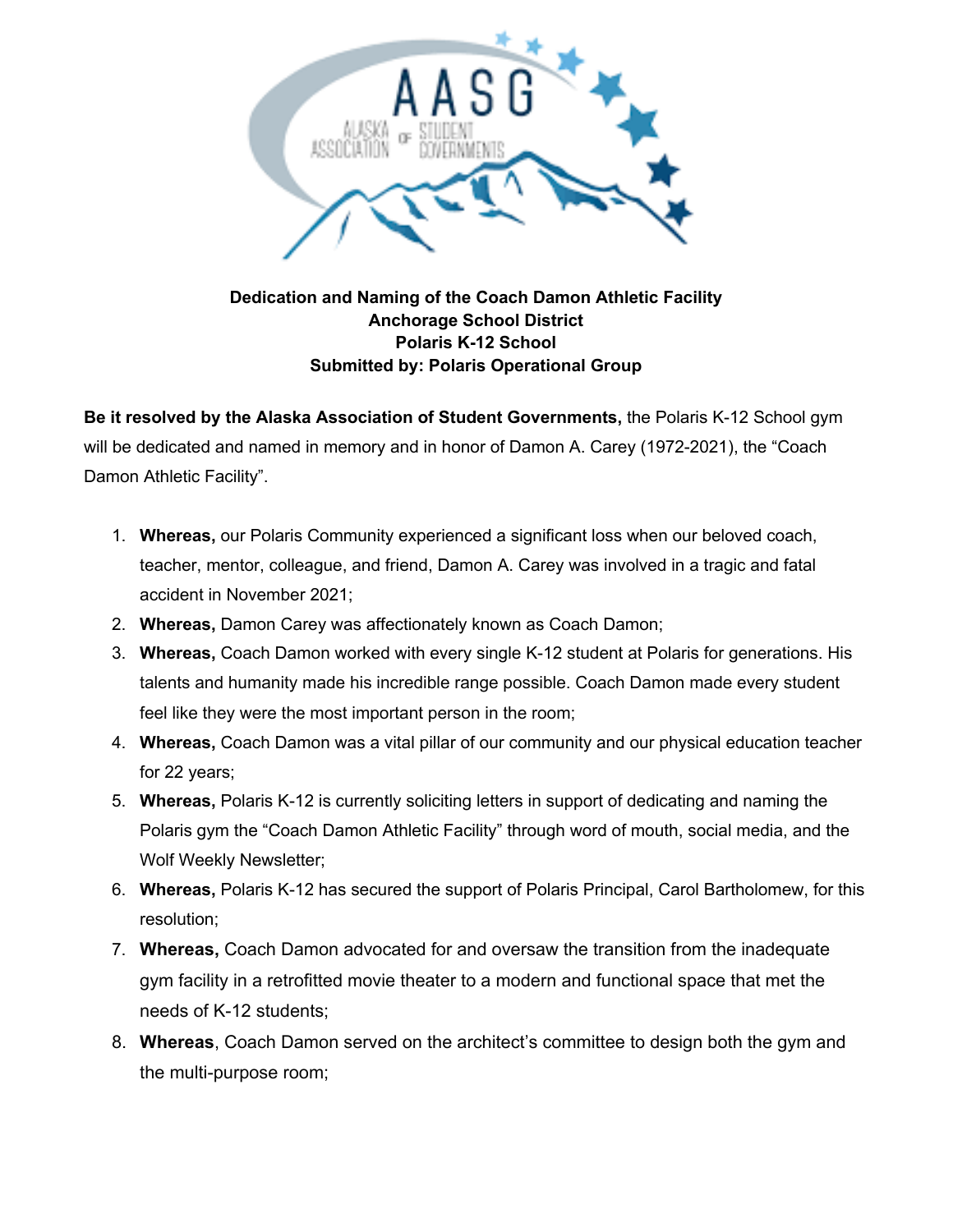**Dedication and Naming of the Coach Damon Athletic Facility**
**Anchorage School District**
**Polaris K-12 School**
**Submitted by: Polaris Operational Group**

**Be it resolved by the Alaska Association of Student Governments,** the Polaris K-12 School gym will be dedicated and named in memory and in honor of Damon A. Carey (1972-2021), the "Coach Damon Athletic Facility".

1. **Whereas,** our Polaris Community experienced a significant loss when our beloved coach, teacher, mentor, colleague, and friend, Damon A. Carey was involved in a tragic and fatal accident in November 2021;
2. **Whereas,** Damon Carey was affectionately known as Coach Damon;
3. **Whereas,** Coach Damon worked with every single K-12 student at Polaris for generations. His talents and humanity made his incredible range possible. Coach Damon made every student feel like they were the most important person in the room;
4. **Whereas,** Coach Damon was a vital pillar of our community and our physical education teacher for 22 years;
5. **Whereas,** Polaris K-12 is currently soliciting letters in support of dedicating and naming the Polaris gym the "Coach Damon Athletic Facility" through word of mouth, social media, and the Wolf Weekly Newsletter;
6. **Whereas,** Polaris K-12 has secured the support of Polaris Principal, Carol Bartholomew, for this resolution;
7. **Whereas,** Coach Damon advocated for and oversaw the transition from the inadequate gym facility in a retrofitted movie theater to a modern and functional space that met the needs of K-12 students;
8. **Whereas**, Coach Damon served on the architect's committee to design both the gym and the multi-purpose room;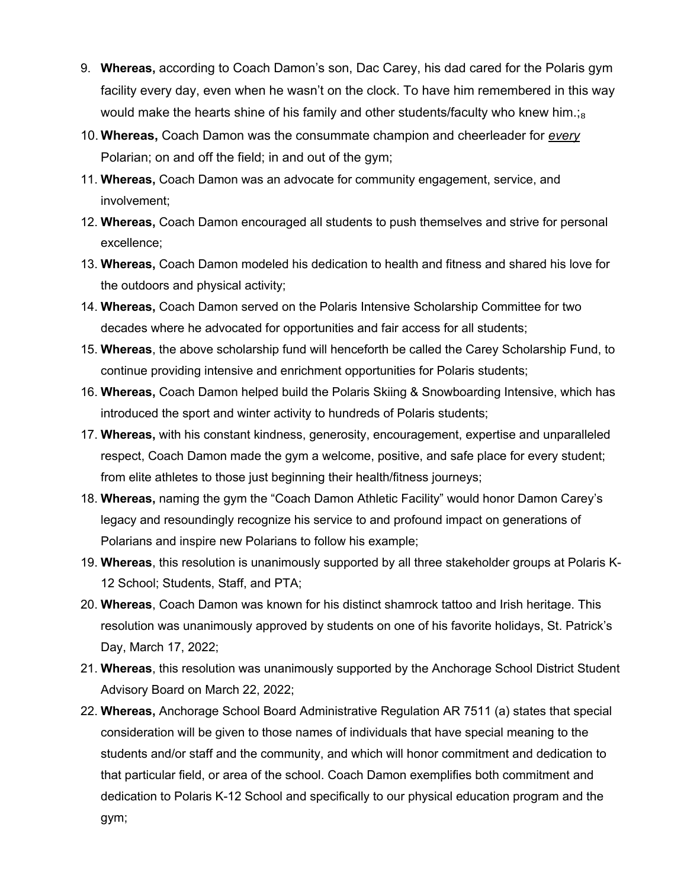9. **Whereas,** according to Coach Damon's son, Dac Carey, his dad cared for the Polaris gym facility every day, even when he wasn't on the clock. To have him remembered in this way would make the hearts shine of his family and other students/faculty who knew him.;[8]
10. **Whereas,** Coach Damon was the consummate champion and cheerleader for *every* Polarian; on and off the field; in and out of the gym;
11. **Whereas,** Coach Damon was an advocate for community engagement, service, and involvement;
12. **Whereas,** Coach Damon encouraged all students to push themselves and strive for personal excellence;
13. **Whereas,** Coach Damon modeled his dedication to health and fitness and shared his love for the outdoors and physical activity;
14. **Whereas,** Coach Damon served on the Polaris Intensive Scholarship Committee for two decades where he advocated for opportunities and fair access for all students;
15. **Whereas**, the above scholarship fund will henceforth be called the Carey Scholarship Fund, to continue providing intensive and enrichment opportunities for Polaris students;
16. **Whereas,** Coach Damon helped build the Polaris Skiing & Snowboarding Intensive, which has introduced the sport and winter activity to hundreds of Polaris students;
17. **Whereas,** with his constant kindness, generosity, encouragement, expertise and unparalleled respect, Coach Damon made the gym a welcome, positive, and safe place for every student; from elite athletes to those just beginning their health/fitness journeys;
18. **Whereas,** naming the gym the "Coach Damon Athletic Facility" would honor Damon Carey's legacy and resoundingly recognize his service to and profound impact on generations of Polarians and inspire new Polarians to follow his example;
19. **Whereas**, this resolution is unanimously supported by all three stakeholder groups at Polaris K-12 School; Students, Staff, and PTA;
20. **Whereas**, Coach Damon was known for his distinct shamrock tattoo and Irish heritage. This resolution was unanimously approved by students on one of his favorite holidays, St. Patrick's Day, March 17, 2022;
21. **Whereas**, this resolution was unanimously supported by the Anchorage School District Student Advisory Board on March 22, 2022;
22. **Whereas,** Anchorage School Board Administrative Regulation AR 7511 (a) states that special consideration will be given to those names of individuals that have special meaning to the students and/or staff and the community, and which will honor commitment and dedication to that particular field, or area of the school. Coach Damon exemplifies both commitment and dedication to Polaris K-12 School and specifically to our physical education program and the gym;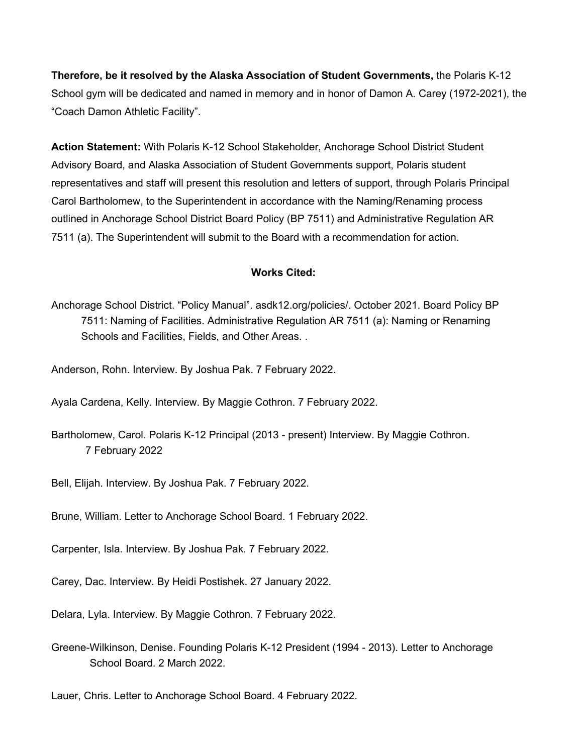**Therefore, be it resolved by the Alaska Association of Student Governments,** the Polaris K-12 School gym will be dedicated and named in memory and in honor of Damon A. Carey (1972-2021), the "Coach Damon Athletic Facility".

**Action Statement:** With Polaris K-12 School Stakeholder, Anchorage School District Student Advisory Board, and Alaska Association of Student Governments support, Polaris student representatives and staff will present this resolution and letters of support, through Polaris Principal Carol Bartholomew, to the Superintendent in accordance with the Naming/Renaming process outlined in Anchorage School District Board Policy (BP 7511) and Administrative Regulation AR 7511 (a). The Superintendent will submit to the Board with a recommendation for action.

**Works Cited:**

Anchorage School District. "Policy Manual". asdk12.org/policies/. October 2021. Board Policy BP 7511: Naming of Facilities. Administrative Regulation AR 7511 (a): Naming or Renaming Schools and Facilities, Fields, and Other Areas. .

Anderson, Rohn. Interview. By Joshua Pak. 7 February 2022.

Ayala Cardena, Kelly. Interview. By Maggie Cothron. 7 February 2022.

Bartholomew, Carol. Polaris K-12 Principal (2013 - present) Interview. By Maggie Cothron. 7 February 2022

Bell, Elijah. Interview. By Joshua Pak. 7 February 2022.

Brune, William. Letter to Anchorage School Board. 1 February 2022.

Carpenter, Isla. Interview. By Joshua Pak. 7 February 2022.

Carey, Dac. Interview. By Heidi Postishek. 27 January 2022.

Delara, Lyla. Interview. By Maggie Cothron. 7 February 2022.

Greene-Wilkinson, Denise. Founding Polaris K-12 President (1994 - 2013). Letter to Anchorage School Board. 2 March 2022.

Lauer, Chris. Letter to Anchorage School Board. 4 February 2022.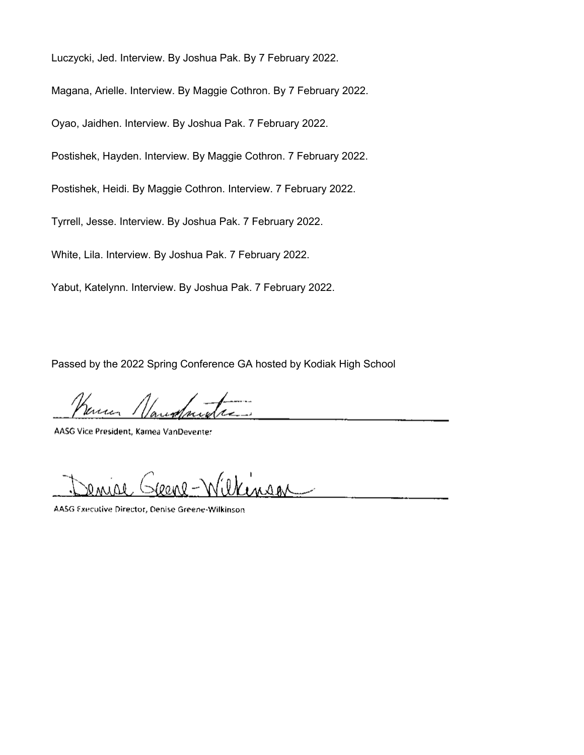Luczycki, Jed. Interview. By Joshua Pak. By 7 February 2022.

Magana, Arielle. Interview. By Maggie Cothron. By 7 February 2022.

Oyao, Jaidhen. Interview. By Joshua Pak. 7 February 2022.

Postishek, Hayden. Interview. By Maggie Cothron. 7 February 2022.

Postishek, Heidi. By Maggie Cothron. Interview. 7 February 2022.

Tyrrell, Jesse. Interview. By Joshua Pak. 7 February 2022.

White, Lila. Interview. By Joshua Pak. 7 February 2022.

Yabut, Katelynn. Interview. By Joshua Pak. 7 February 2022.

Passed by the 2022 Spring Conference GA hosted by Kodiak High School

AASG Vice President, Kamea VanDeventer

AASG Executive Director, Denise Greene-Wilkinson